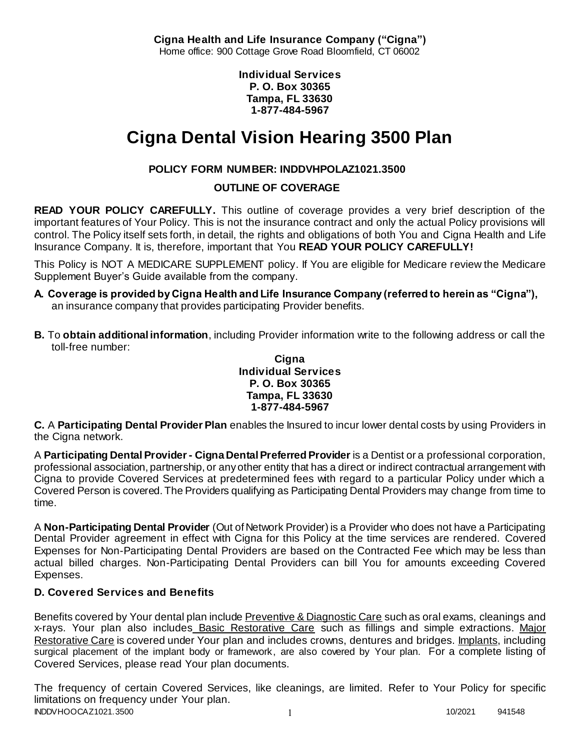**Cigna Health and Life Insurance Company ("Cigna")**
Home office: 900 Cottage Grove Road Bloomfield, CT 06002

**Individual Services**
**P. O. Box 30365**
**Tampa, FL 33630**
**1-877-484-5967**

# Cigna Dental Vision Hearing 3500 Plan

**POLICY FORM NUMBER: INDDVHPOLAZ1021.3500**

**OUTLINE OF COVERAGE**

**READ YOUR POLICY CAREFULLY.** This outline of coverage provides a very brief description of the important features of Your Policy. This is not the insurance contract and only the actual Policy provisions will control. The Policy itself sets forth, in detail, the rights and obligations of both You and Cigna Health and Life Insurance Company. It is, therefore, important that You **READ YOUR POLICY CAREFULLY!**

This Policy is NOT A MEDICARE SUPPLEMENT policy. If You are eligible for Medicare review the Medicare Supplement Buyer's Guide available from the company.

**A. Coverage is provided by Cigna Health and Life Insurance Company (referred to herein as "Cigna"),** an insurance company that provides participating Provider benefits.

**B.** To **obtain additional information**, including Provider information write to the following address or call the toll-free number:

**Cigna**
**Individual Services**
**P. O. Box 30365**
**Tampa, FL 33630**
**1-877-484-5967**

**C.** A **Participating Dental Provider Plan** enables the Insured to incur lower dental costs by using Providers in the Cigna network.

A **Participating Dental Provider - Cigna Dental Preferred Provider** is a Dentist or a professional corporation, professional association, partnership, or any other entity that has a direct or indirect contractual arrangement with Cigna to provide Covered Services at predetermined fees with regard to a particular Policy under which a Covered Person is covered. The Providers qualifying as Participating Dental Providers may change from time to time.

A **Non-Participating Dental Provider** (Out of Network Provider) is a Provider who does not have a Participating Dental Provider agreement in effect with Cigna for this Policy at the time services are rendered. Covered Expenses for Non-Participating Dental Providers are based on the Contracted Fee which may be less than actual billed charges. Non-Participating Dental Providers can bill You for amounts exceeding Covered Expenses.

### D. Covered Services and Benefits

Benefits covered by Your dental plan include Preventive & Diagnostic Care such as oral exams, cleanings and x-rays. Your plan also includes Basic Restorative Care such as fillings and simple extractions. Major Restorative Care is covered under Your plan and includes crowns, dentures and bridges. Implants, including surgical placement of the implant body or framework, are also covered by Your plan. For a complete listing of Covered Services, please read Your plan documents.

The frequency of certain Covered Services, like cleanings, are limited. Refer to Your Policy for specific limitations on frequency under Your plan.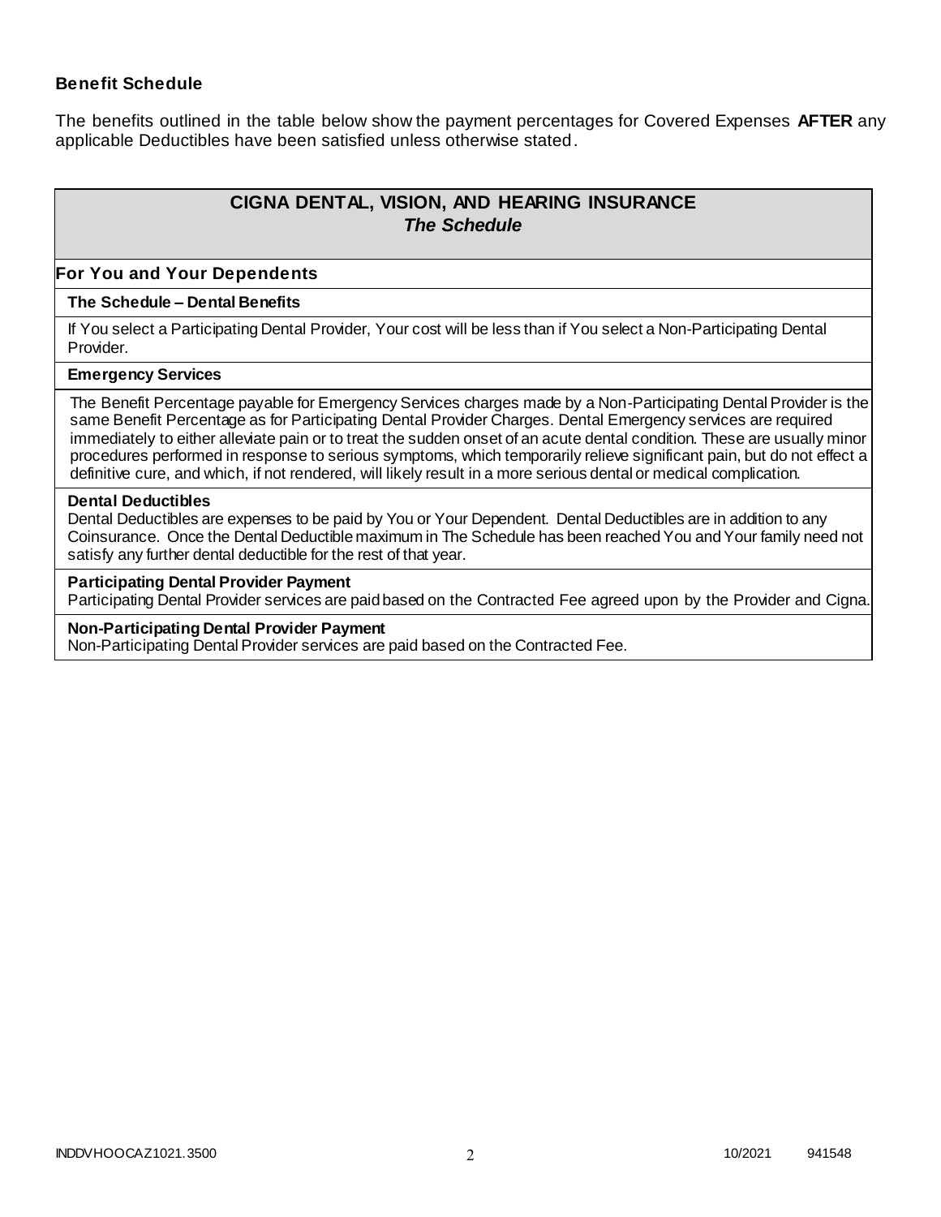### Benefit Schedule

The benefits outlined in the table below show the payment percentages for Covered Expenses **AFTER** any applicable Deductibles have been satisfied unless otherwise stated.

| **CIGNA DENTAL, VISION, AND HEARING INSURANCE** <br> ***The Schedule*** |
|---|
| **For You and Your Dependents** |
| **The Schedule – Dental Benefits** |
| If You select a Participating Dental Provider, Your cost will be less than if You select a Non-Participating Dental Provider. |
| **Emergency Services** |
| The Benefit Percentage payable for Emergency Services charges made by a Non-Participating Dental Provider is the same Benefit Percentage as for Participating Dental Provider Charges. Dental Emergency services are required immediately to either alleviate pain or to treat the sudden onset of an acute dental condition. These are usually minor procedures performed in response to serious symptoms, which temporarily relieve significant pain, but do not effect a definitive cure, and which, if not rendered, will likely result in a more serious dental or medical complication. |
| **Dental Deductibles** <br> Dental Deductibles are expenses to be paid by You or Your Dependent. Dental Deductibles are in addition to any Coinsurance. Once the Dental Deductible maximum in The Schedule has been reached You and Your family need not satisfy any further dental deductible for the rest of that year. |
| **Participating Dental Provider Payment** <br> Participating Dental Provider services are paid based on the Contracted Fee agreed upon by the Provider and Cigna. |
| **Non-Participating Dental Provider Payment** <br> Non-Participating Dental Provider services are paid based on the Contracted Fee. |

INDDVHOOCAZ1021.3500 10/2021 941548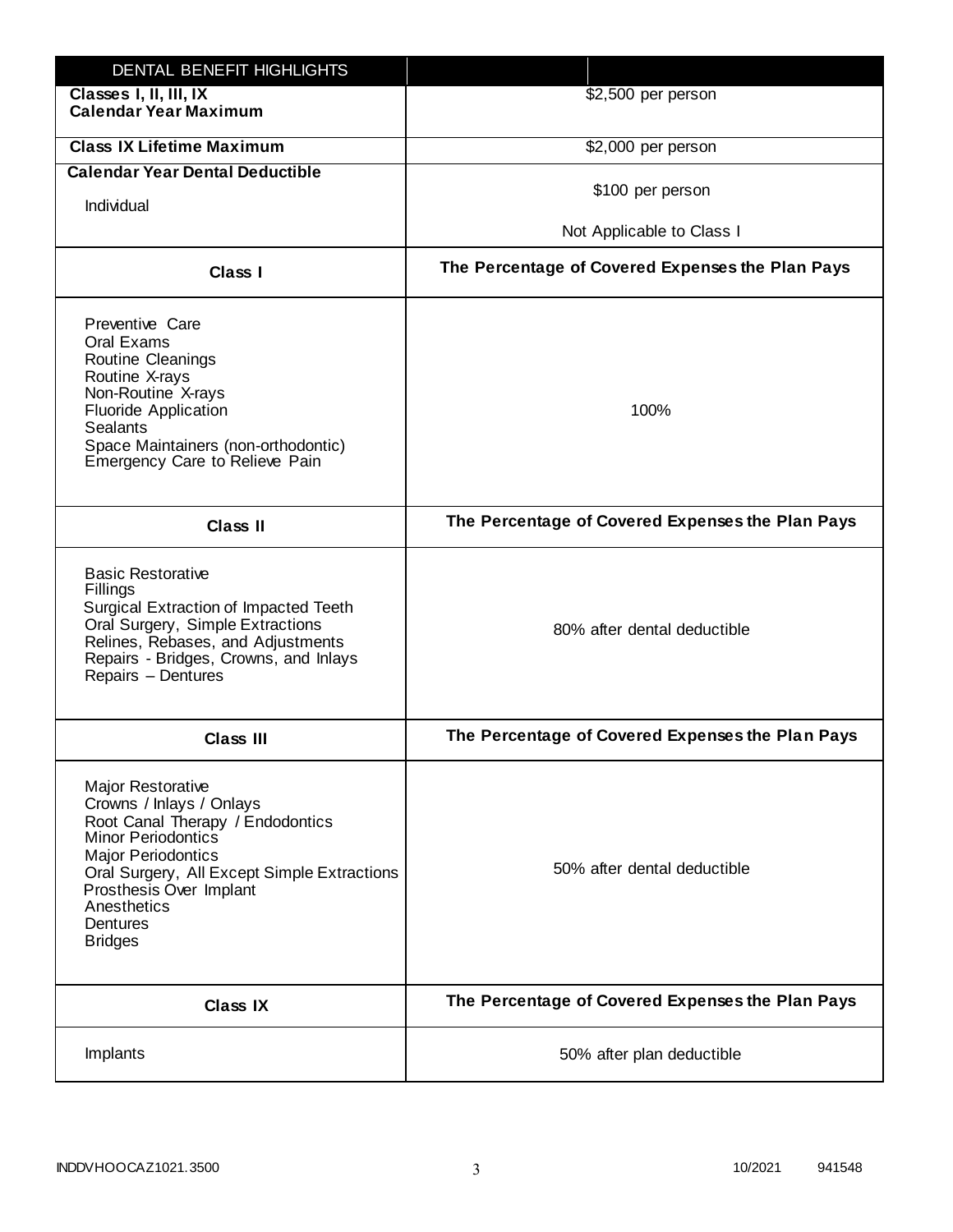| DENTAL BENEFIT HIGHLIGHTS | |
|---|---|
| **Classes I, II, III, IX Calendar Year Maximum** | $2,500 per person |
| **Class IX Lifetime Maximum** | $2,000 per person |
| **Calendar Year Dental Deductible** Individual | $100 per person Not Applicable to Class I |
| **Class I** | **The Percentage of Covered Expenses the Plan Pays** |
| Preventive Care Oral Exams Routine Cleanings Routine X-rays Non-Routine X-rays Fluoride Application Sealants Space Maintainers (non-orthodontic) Emergency Care to Relieve Pain | 100% |
| **Class II** | **The Percentage of Covered Expenses the Plan Pays** |
| Basic Restorative Fillings Surgical Extraction of Impacted Teeth Oral Surgery, Simple Extractions Relines, Rebases, and Adjustments Repairs - Bridges, Crowns, and Inlays Repairs – Dentures | 80% after dental deductible |
| **Class III** | **The Percentage of Covered Expenses the Plan Pays** |
| Major Restorative Crowns / Inlays / Onlays Root Canal Therapy / Endodontics Minor Periodontics Major Periodontics Oral Surgery, All Except Simple Extractions Prosthesis Over Implant Anesthetics Dentures Bridges | 50% after dental deductible |
| **Class IX** | **The Percentage of Covered Expenses the Plan Pays** |
| Implants | 50% after plan deductible |

INDDVHOOCAZ1021.3500 10/2021 941548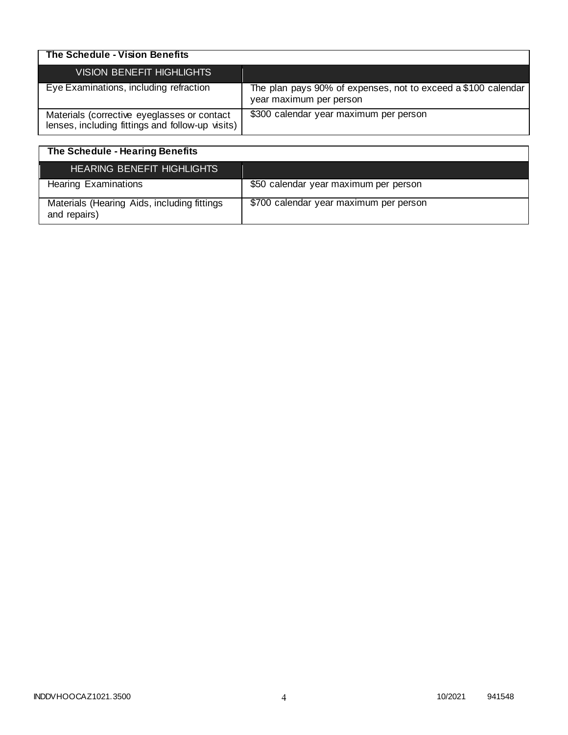| The Schedule - Vision Benefits | |
| --- | --- |
| VISION BENEFIT HIGHLIGHTS | |
| Eye Examinations, including refraction | The plan pays 90% of expenses, not to exceed a $100 calendar year maximum per person |
| Materials (corrective eyeglasses or contact lenses, including fittings and follow-up visits) | $300 calendar year maximum per person |

| The Schedule - Hearing Benefits | |
| --- | --- |
| HEARING BENEFIT HIGHLIGHTS | |
| Hearing Examinations | $50 calendar year maximum per person |
| Materials (Hearing Aids, including fittings and repairs) | $700 calendar year maximum per person |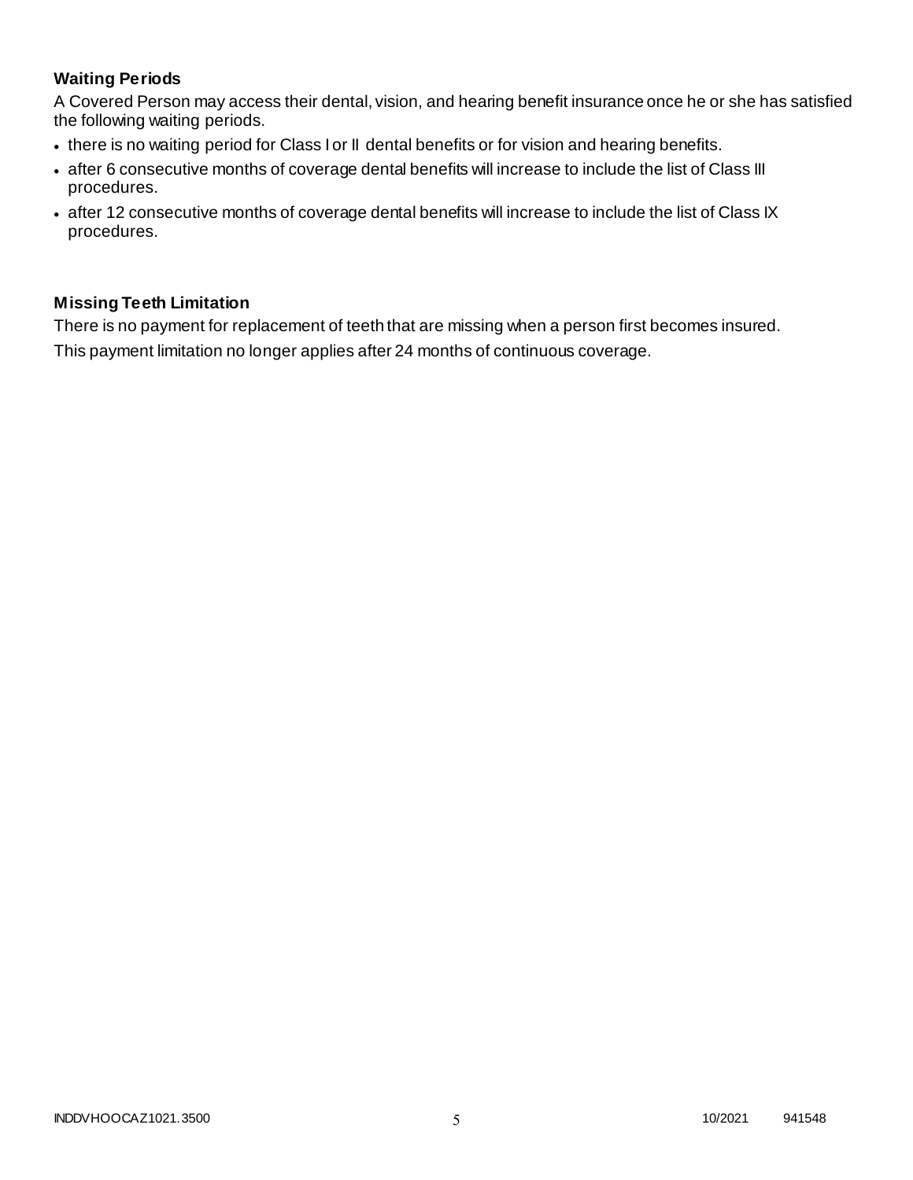**Waiting Periods**

A Covered Person may access their dental, vision, and hearing benefit insurance once he or she has satisfied the following waiting periods.

- there is no waiting period for Class I or II dental benefits or for vision and hearing benefits.
- after 6 consecutive months of coverage dental benefits will increase to include the list of Class III procedures.
- after 12 consecutive months of coverage dental benefits will increase to include the list of Class IX procedures.

**Missing Teeth Limitation**

There is no payment for replacement of teeth that are missing when a person first becomes insured.

This payment limitation no longer applies after 24 months of continuous coverage.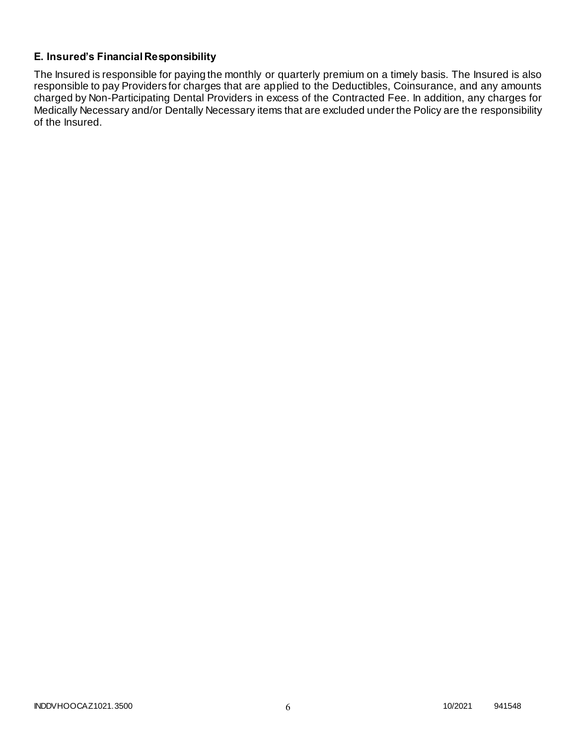### E. Insured's Financial Responsibility

The Insured is responsible for paying the monthly or quarterly premium on a timely basis. The Insured is also responsible to pay Providers for charges that are applied to the Deductibles, Coinsurance, and any amounts charged by Non-Participating Dental Providers in excess of the Contracted Fee. In addition, any charges for Medically Necessary and/or Dentally Necessary items that are excluded under the Policy are the responsibility of the Insured.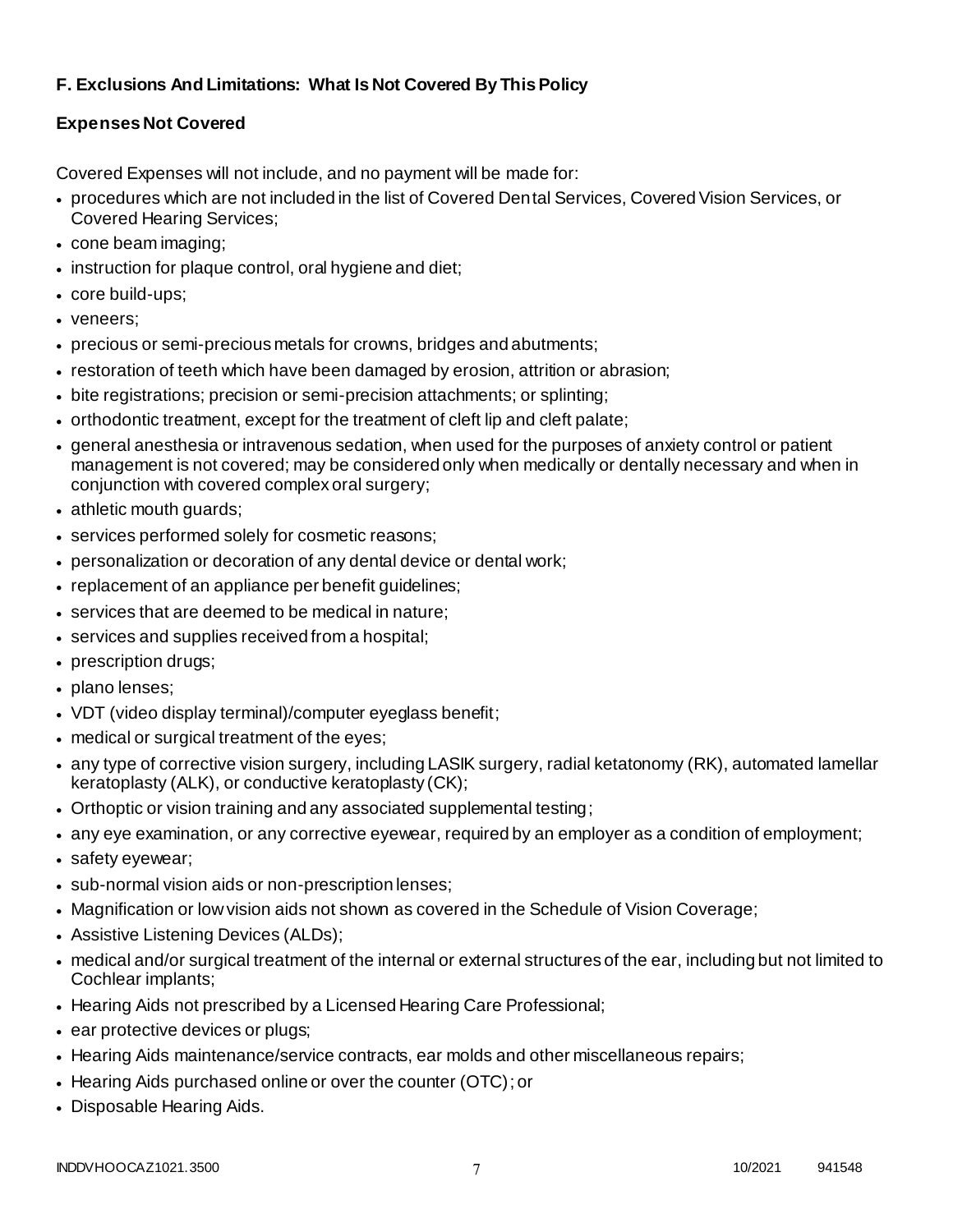## F. Exclusions And Limitations: What Is Not Covered By This Policy

### Expenses Not Covered

Covered Expenses will not include, and no payment will be made for:

- procedures which are not included in the list of Covered Dental Services, Covered Vision Services, or Covered Hearing Services;
- cone beam imaging;
- instruction for plaque control, oral hygiene and diet;
- core build-ups;
- veneers;
- precious or semi-precious metals for crowns, bridges and abutments;
- restoration of teeth which have been damaged by erosion, attrition or abrasion;
- bite registrations; precision or semi-precision attachments; or splinting;
- orthodontic treatment, except for the treatment of cleft lip and cleft palate;
- general anesthesia or intravenous sedation, when used for the purposes of anxiety control or patient management is not covered; may be considered only when medically or dentally necessary and when in conjunction with covered complex oral surgery;
- athletic mouth guards;
- services performed solely for cosmetic reasons;
- personalization or decoration of any dental device or dental work;
- replacement of an appliance per benefit guidelines;
- services that are deemed to be medical in nature;
- services and supplies received from a hospital;
- prescription drugs;
- plano lenses;
- VDT (video display terminal)/computer eyeglass benefit;
- medical or surgical treatment of the eyes;
- any type of corrective vision surgery, including LASIK surgery, radial ketatonomy (RK), automated lamellar keratoplasty (ALK), or conductive keratoplasty (CK);
- Orthoptic or vision training and any associated supplemental testing;
- any eye examination, or any corrective eyewear, required by an employer as a condition of employment;
- safety eyewear;
- sub-normal vision aids or non-prescription lenses;
- Magnification or low vision aids not shown as covered in the Schedule of Vision Coverage;
- Assistive Listening Devices (ALDs);
- medical and/or surgical treatment of the internal or external structures of the ear, including but not limited to Cochlear implants;
- Hearing Aids not prescribed by a Licensed Hearing Care Professional;
- ear protective devices or plugs;
- Hearing Aids maintenance/service contracts, ear molds and other miscellaneous repairs;
- Hearing Aids purchased online or over the counter (OTC); or
- Disposable Hearing Aids.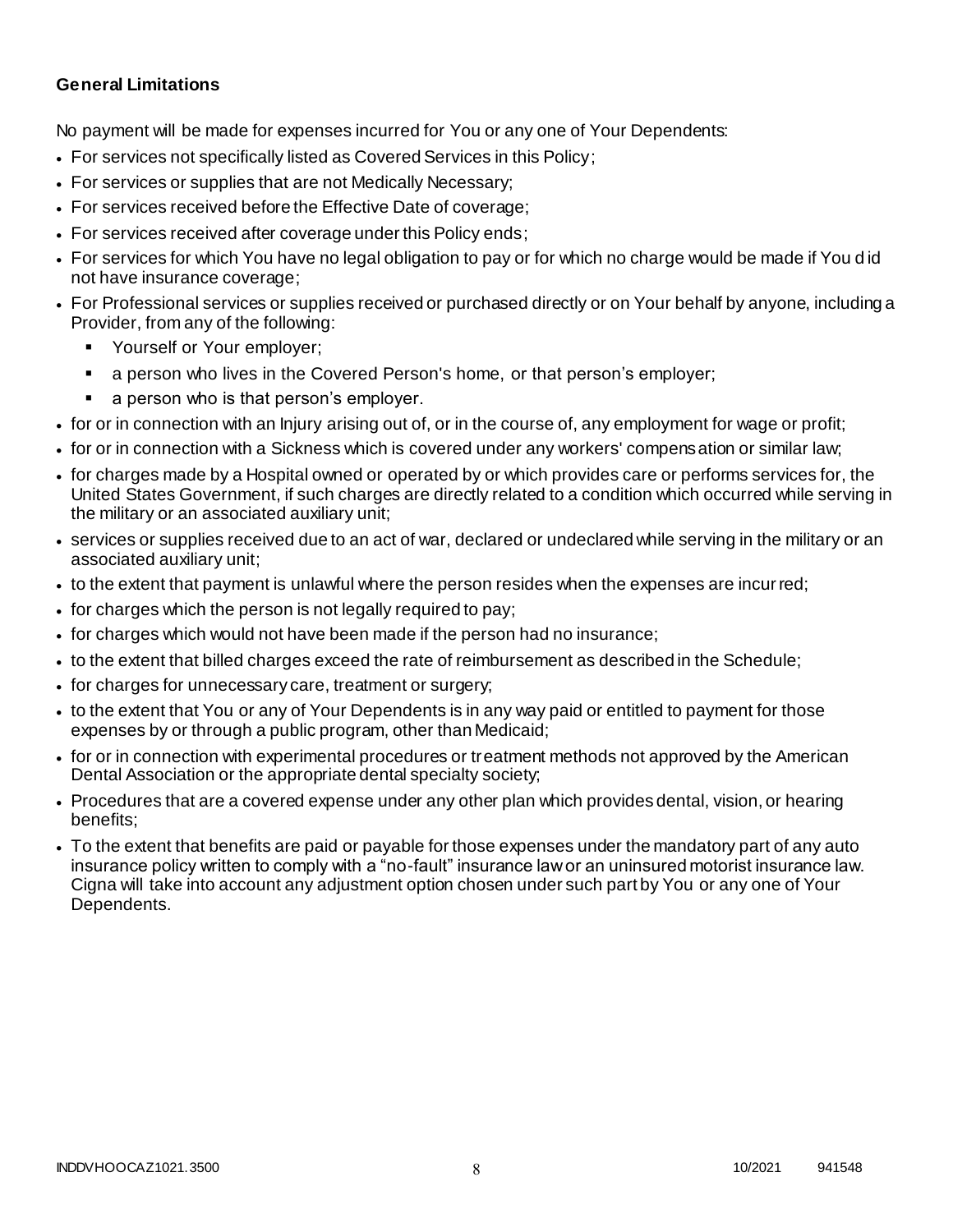**General Limitations**

No payment will be made for expenses incurred for You or any one of Your Dependents:

- For services not specifically listed as Covered Services in this Policy;
- For services or supplies that are not Medically Necessary;
- For services received before the Effective Date of coverage;
- For services received after coverage under this Policy ends;
- For services for which You have no legal obligation to pay or for which no charge would be made if You did not have insurance coverage;
- For Professional services or supplies received or purchased directly or on Your behalf by anyone, including a Provider, from any of the following:
  - Yourself or Your employer;
  - a person who lives in the Covered Person's home, or that person's employer;
  - a person who is that person's employer.
- for or in connection with an Injury arising out of, or in the course of, any employment for wage or profit;
- for or in connection with a Sickness which is covered under any workers' compensation or similar law;
- for charges made by a Hospital owned or operated by or which provides care or performs services for, the United States Government, if such charges are directly related to a condition which occurred while serving in the military or an associated auxiliary unit;
- services or supplies received due to an act of war, declared or undeclared while serving in the military or an associated auxiliary unit;
- to the extent that payment is unlawful where the person resides when the expenses are incurred;
- for charges which the person is not legally required to pay;
- for charges which would not have been made if the person had no insurance;
- to the extent that billed charges exceed the rate of reimbursement as described in the Schedule;
- for charges for unnecessary care, treatment or surgery;
- to the extent that You or any of Your Dependents is in any way paid or entitled to payment for those expenses by or through a public program, other than Medicaid;
- for or in connection with experimental procedures or treatment methods not approved by the American Dental Association or the appropriate dental specialty society;
- Procedures that are a covered expense under any other plan which provides dental, vision, or hearing benefits;
- To the extent that benefits are paid or payable for those expenses under the mandatory part of any auto insurance policy written to comply with a "no-fault" insurance law or an uninsured motorist insurance law. Cigna will take into account any adjustment option chosen under such part by You or any one of Your Dependents.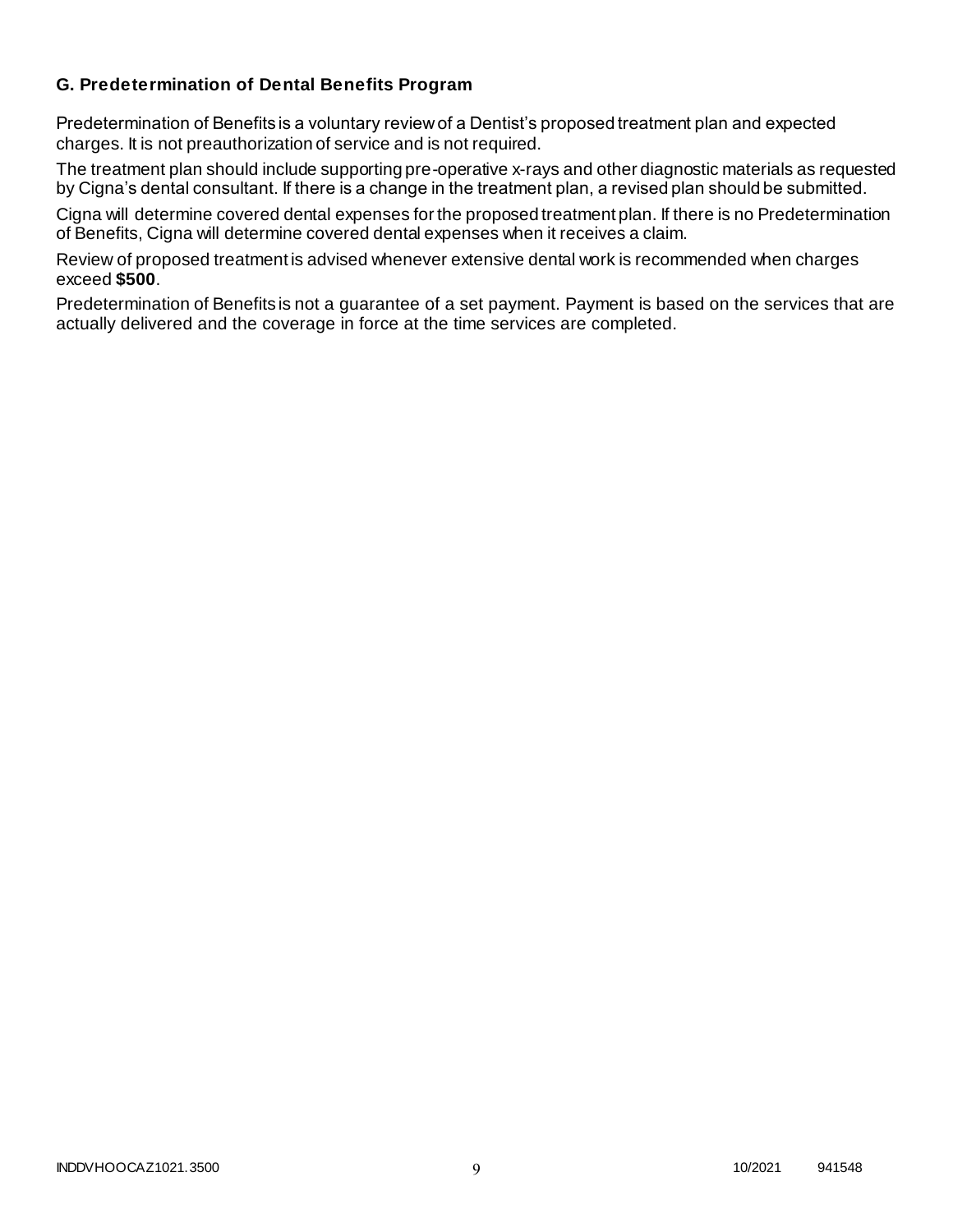### G. Predetermination of Dental Benefits Program

Predetermination of Benefits is a voluntary review of a Dentist's proposed treatment plan and expected charges. It is not preauthorization of service and is not required.

The treatment plan should include supporting pre-operative x-rays and other diagnostic materials as requested by Cigna's dental consultant. If there is a change in the treatment plan, a revised plan should be submitted.

Cigna will determine covered dental expenses for the proposed treatment plan. If there is no Predetermination of Benefits, Cigna will determine covered dental expenses when it receives a claim.

Review of proposed treatment is advised whenever extensive dental work is recommended when charges exceed **$500**.

Predetermination of Benefits is not a guarantee of a set payment. Payment is based on the services that are actually delivered and the coverage in force at the time services are completed.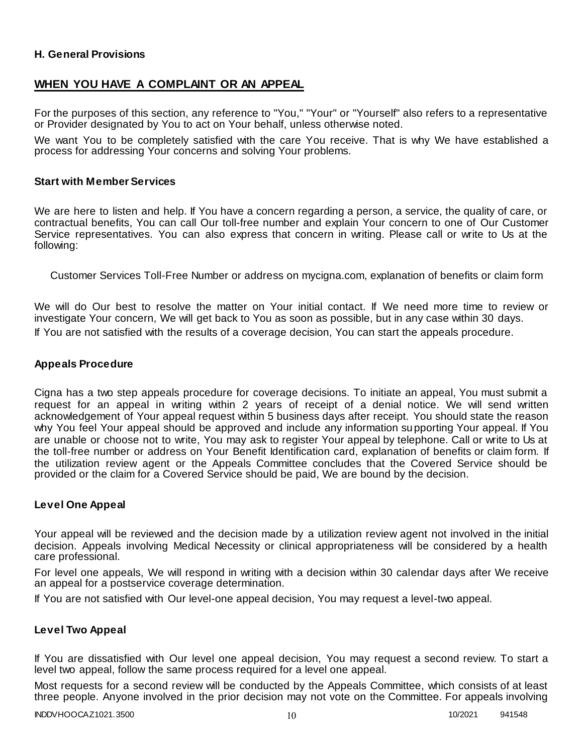**H. General Provisions**

## WHEN YOU HAVE A COMPLAINT OR AN APPEAL

For the purposes of this section, any reference to "You," "Your" or "Yourself" also refers to a representative or Provider designated by You to act on Your behalf, unless otherwise noted.

We want You to be completely satisfied with the care You receive. That is why We have established a process for addressing Your concerns and solving Your problems.

### Start with Member Services

We are here to listen and help. If You have a concern regarding a person, a service, the quality of care, or contractual benefits, You can call Our toll-free number and explain Your concern to one of Our Customer Service representatives. You can also express that concern in writing. Please call or write to Us at the following:

Customer Services Toll-Free Number or address on mycigna.com, explanation of benefits or claim form

We will do Our best to resolve the matter on Your initial contact. If We need more time to review or investigate Your concern, We will get back to You as soon as possible, but in any case within 30 days.

If You are not satisfied with the results of a coverage decision, You can start the appeals procedure.

### Appeals Procedure

Cigna has a two step appeals procedure for coverage decisions. To initiate an appeal, You must submit a request for an appeal in writing within 2 years of receipt of a denial notice. We will send written acknowledgement of Your appeal request within 5 business days after receipt. You should state the reason why You feel Your appeal should be approved and include any information supporting Your appeal. If You are unable or choose not to write, You may ask to register Your appeal by telephone. Call or write to Us at the toll-free number or address on Your Benefit Identification card, explanation of benefits or claim form. If the utilization review agent or the Appeals Committee concludes that the Covered Service should be provided or the claim for a Covered Service should be paid, We are bound by the decision.

### Level One Appeal

Your appeal will be reviewed and the decision made by a utilization review agent not involved in the initial decision. Appeals involving Medical Necessity or clinical appropriateness will be considered by a health care professional.

For level one appeals, We will respond in writing with a decision within 30 calendar days after We receive an appeal for a postservice coverage determination.

If You are not satisfied with Our level-one appeal decision, You may request a level-two appeal.

### Level Two Appeal

If You are dissatisfied with Our level one appeal decision, You may request a second review. To start a level two appeal, follow the same process required for a level one appeal.

Most requests for a second review will be conducted by the Appeals Committee, which consists of at least three people. Anyone involved in the prior decision may not vote on the Committee. For appeals involving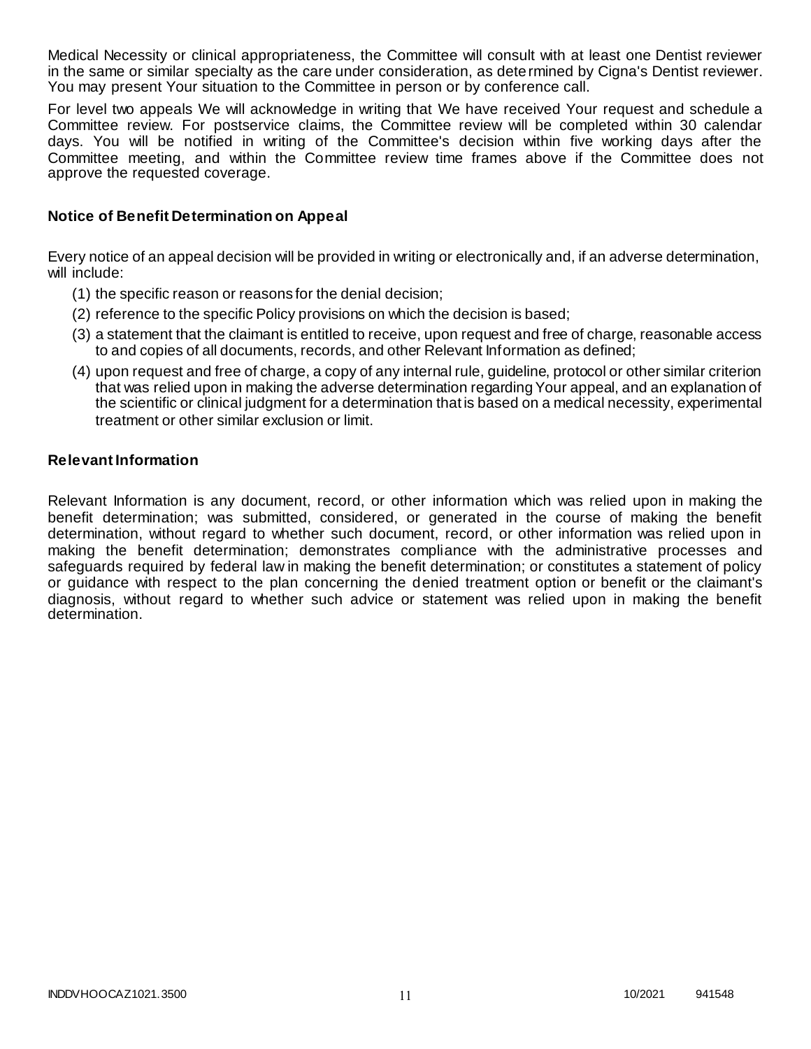Medical Necessity or clinical appropriateness, the Committee will consult with at least one Dentist reviewer in the same or similar specialty as the care under consideration, as determined by Cigna's Dentist reviewer. You may present Your situation to the Committee in person or by conference call.

For level two appeals We will acknowledge in writing that We have received Your request and schedule a Committee review. For postservice claims, the Committee review will be completed within 30 calendar days. You will be notified in writing of the Committee's decision within five working days after the Committee meeting, and within the Committee review time frames above if the Committee does not approve the requested coverage.

### Notice of Benefit Determination on Appeal

Every notice of an appeal decision will be provided in writing or electronically and, if an adverse determination, will include:

(1) the specific reason or reasons for the denial decision;

(2) reference to the specific Policy provisions on which the decision is based;

(3) a statement that the claimant is entitled to receive, upon request and free of charge, reasonable access to and copies of all documents, records, and other Relevant Information as defined;

(4) upon request and free of charge, a copy of any internal rule, guideline, protocol or other similar criterion that was relied upon in making the adverse determination regarding Your appeal, and an explanation of the scientific or clinical judgment for a determination that is based on a medical necessity, experimental treatment or other similar exclusion or limit.

### Relevant Information

Relevant Information is any document, record, or other information which was relied upon in making the benefit determination; was submitted, considered, or generated in the course of making the benefit determination, without regard to whether such document, record, or other information was relied upon in making the benefit determination; demonstrates compliance with the administrative processes and safeguards required by federal law in making the benefit determination; or constitutes a statement of policy or guidance with respect to the plan concerning the denied treatment option or benefit or the claimant's diagnosis, without regard to whether such advice or statement was relied upon in making the benefit determination.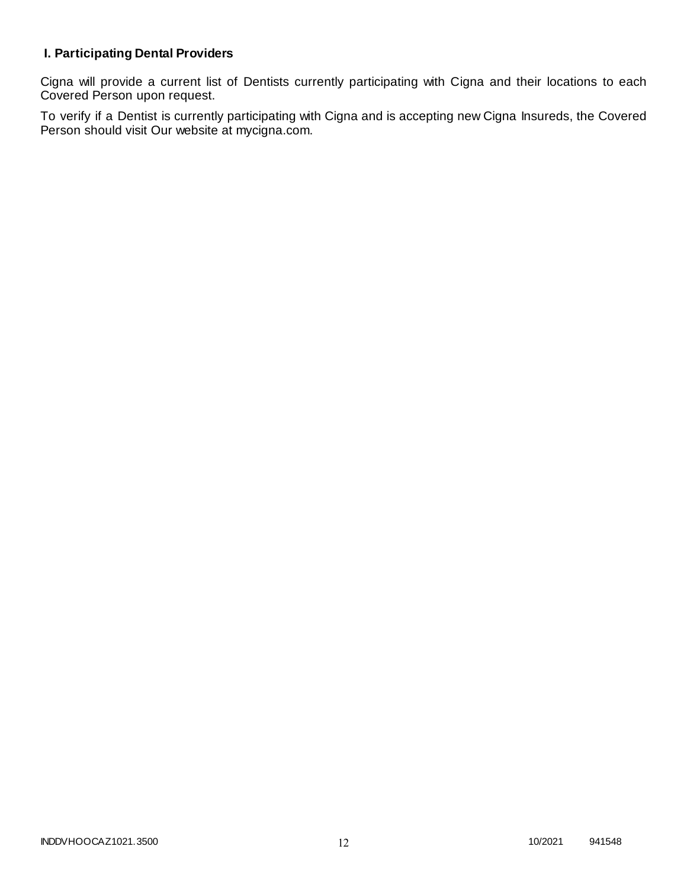### I. Participating Dental Providers

Cigna will provide a current list of Dentists currently participating with Cigna and their locations to each Covered Person upon request.

To verify if a Dentist is currently participating with Cigna and is accepting new Cigna Insureds, the Covered Person should visit Our website at mycigna.com.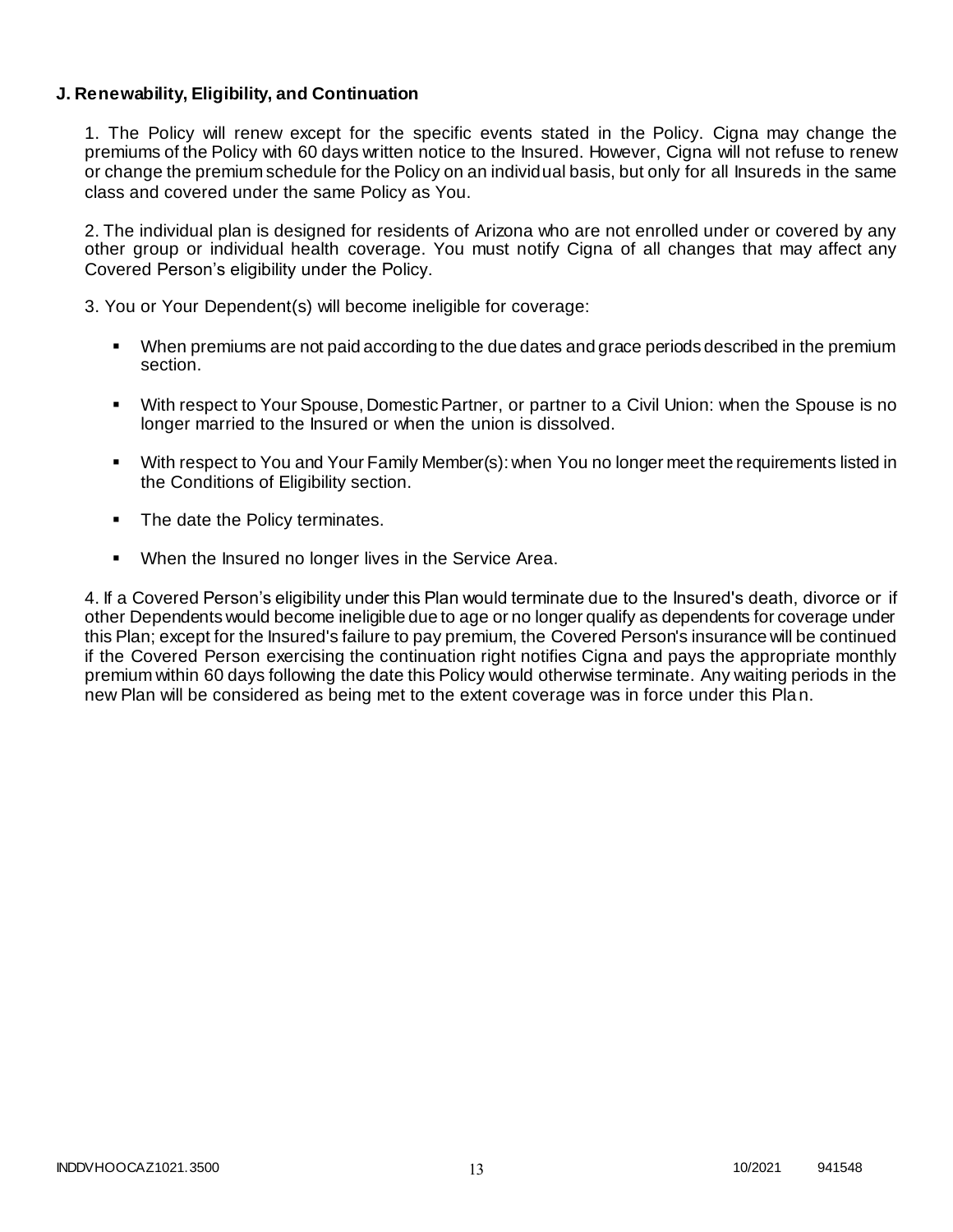**J. Renewability, Eligibility, and Continuation**

1. The Policy will renew except for the specific events stated in the Policy. Cigna may change the premiums of the Policy with 60 days written notice to the Insured. However, Cigna will not refuse to renew or change the premium schedule for the Policy on an individual basis, but only for all Insureds in the same class and covered under the same Policy as You.

2. The individual plan is designed for residents of Arizona who are not enrolled under or covered by any other group or individual health coverage. You must notify Cigna of all changes that may affect any Covered Person's eligibility under the Policy.

3. You or Your Dependent(s) will become ineligible for coverage:

- When premiums are not paid according to the due dates and grace periods described in the premium section.
- With respect to Your Spouse, Domestic Partner, or partner to a Civil Union: when the Spouse is no longer married to the Insured or when the union is dissolved.
- With respect to You and Your Family Member(s): when You no longer meet the requirements listed in the Conditions of Eligibility section.
- The date the Policy terminates.
- When the Insured no longer lives in the Service Area.

4. If a Covered Person's eligibility under this Plan would terminate due to the Insured's death, divorce or if other Dependents would become ineligible due to age or no longer qualify as dependents for coverage under this Plan; except for the Insured's failure to pay premium, the Covered Person's insurance will be continued if the Covered Person exercising the continuation right notifies Cigna and pays the appropriate monthly premium within 60 days following the date this Policy would otherwise terminate. Any waiting periods in the new Plan will be considered as being met to the extent coverage was in force under this Plan.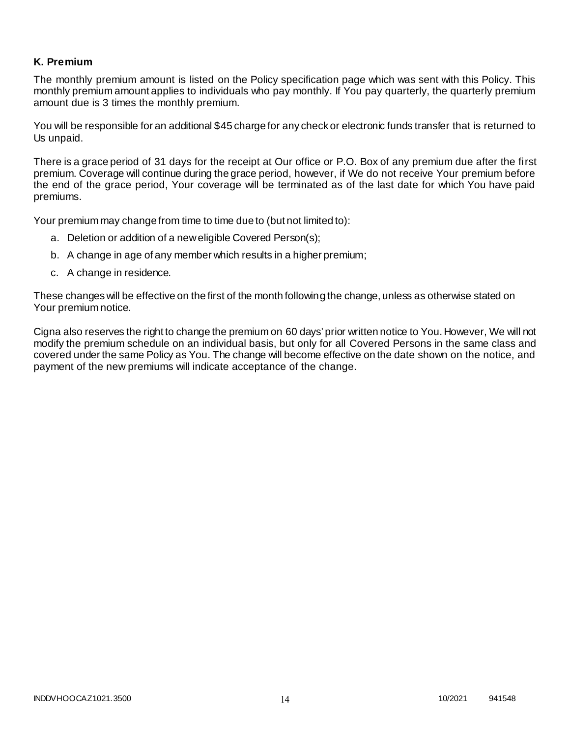### K. Premium

The monthly premium amount is listed on the Policy specification page which was sent with this Policy. This monthly premium amount applies to individuals who pay monthly. If You pay quarterly, the quarterly premium amount due is 3 times the monthly premium.

You will be responsible for an additional $45 charge for any check or electronic funds transfer that is returned to Us unpaid.

There is a grace period of 31 days for the receipt at Our office or P.O. Box of any premium due after the first premium. Coverage will continue during the grace period, however, if We do not receive Your premium before the end of the grace period, Your coverage will be terminated as of the last date for which You have paid premiums.

Your premium may change from time to time due to (but not limited to):

a. Deletion or addition of a new eligible Covered Person(s);
b. A change in age of any member which results in a higher premium;
c. A change in residence.

These changes will be effective on the first of the month following the change, unless as otherwise stated on Your premium notice.

Cigna also reserves the right to change the premium on 60 days' prior written notice to You. However, We will not modify the premium schedule on an individual basis, but only for all Covered Persons in the same class and covered under the same Policy as You. The change will become effective on the date shown on the notice, and payment of the new premiums will indicate acceptance of the change.

INDDVHOOCAZ1021.3500 10/2021 941548